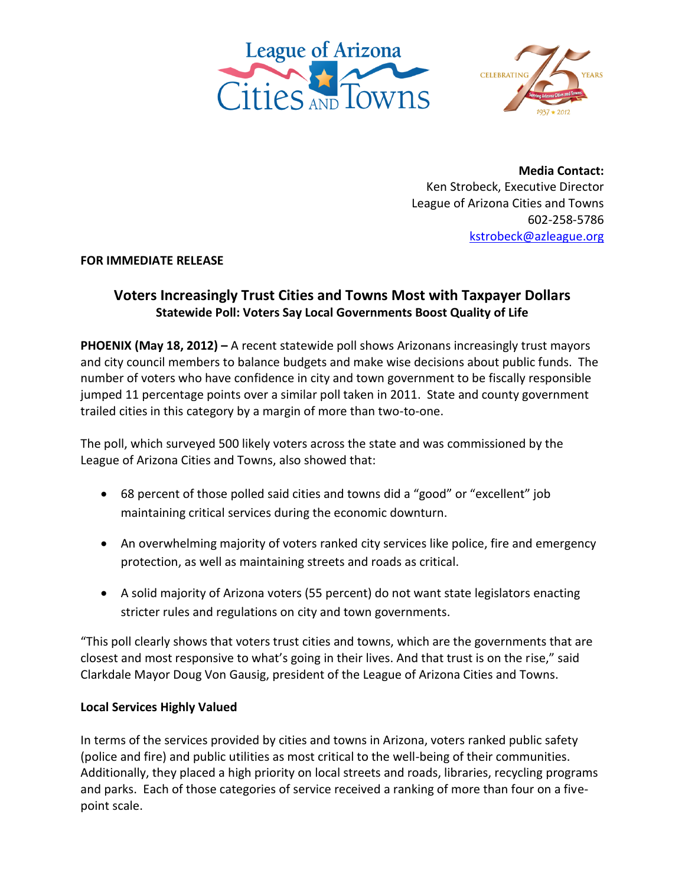League of Arizona Cities and Towns

Celebrating 75 Years — Serving Arizona Cities and Towns — 1937 ★ 2012

**Media Contact:**
Ken Strobeck, Executive Director
League of Arizona Cities and Towns
602-258-5786
kstrobeck@azleague.org

**FOR IMMEDIATE RELEASE**

## Voters Increasingly Trust Cities and Towns Most with Taxpayer Dollars

### Statewide Poll: Voters Say Local Governments Boost Quality of Life

**PHOENIX (May 18, 2012) –** A recent statewide poll shows Arizonans increasingly trust mayors and city council members to balance budgets and make wise decisions about public funds. The number of voters who have confidence in city and town government to be fiscally responsible jumped 11 percentage points over a similar poll taken in 2011. State and county government trailed cities in this category by a margin of more than two-to-one.

The poll, which surveyed 500 likely voters across the state and was commissioned by the League of Arizona Cities and Towns, also showed that:

- 68 percent of those polled said cities and towns did a "good" or "excellent" job maintaining critical services during the economic downturn.
- An overwhelming majority of voters ranked city services like police, fire and emergency protection, as well as maintaining streets and roads as critical.
- A solid majority of Arizona voters (55 percent) do not want state legislators enacting stricter rules and regulations on city and town governments.

"This poll clearly shows that voters trust cities and towns, which are the governments that are closest and most responsive to what's going in their lives. And that trust is on the rise," said Clarkdale Mayor Doug Von Gausig, president of the League of Arizona Cities and Towns.

**Local Services Highly Valued**

In terms of the services provided by cities and towns in Arizona, voters ranked public safety (police and fire) and public utilities as most critical to the well-being of their communities. Additionally, they placed a high priority on local streets and roads, libraries, recycling programs and parks. Each of those categories of service received a ranking of more than four on a five-point scale.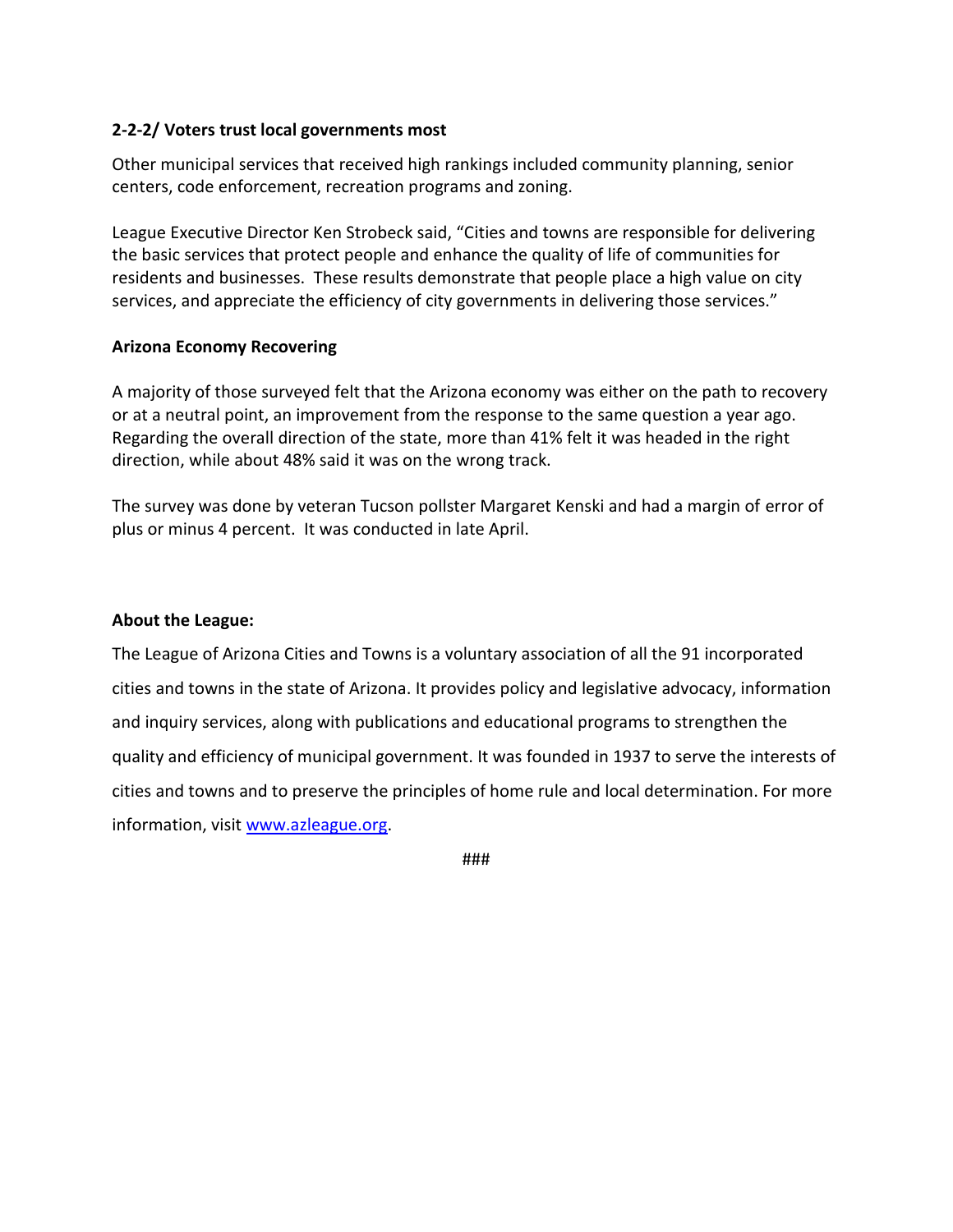**2-2-2/ Voters trust local governments most**

Other municipal services that received high rankings included community planning, senior centers, code enforcement, recreation programs and zoning.

League Executive Director Ken Strobeck said, "Cities and towns are responsible for delivering the basic services that protect people and enhance the quality of life of communities for residents and businesses. These results demonstrate that people place a high value on city services, and appreciate the efficiency of city governments in delivering those services."

**Arizona Economy Recovering**

A majority of those surveyed felt that the Arizona economy was either on the path to recovery or at a neutral point, an improvement from the response to the same question a year ago. Regarding the overall direction of the state, more than 41% felt it was headed in the right direction, while about 48% said it was on the wrong track.

The survey was done by veteran Tucson pollster Margaret Kenski and had a margin of error of plus or minus 4 percent. It was conducted in late April.

**About the League:**

The League of Arizona Cities and Towns is a voluntary association of all the 91 incorporated cities and towns in the state of Arizona. It provides policy and legislative advocacy, information and inquiry services, along with publications and educational programs to strengthen the quality and efficiency of municipal government. It was founded in 1937 to serve the interests of cities and towns and to preserve the principles of home rule and local determination. For more information, visit www.azleague.org.

###